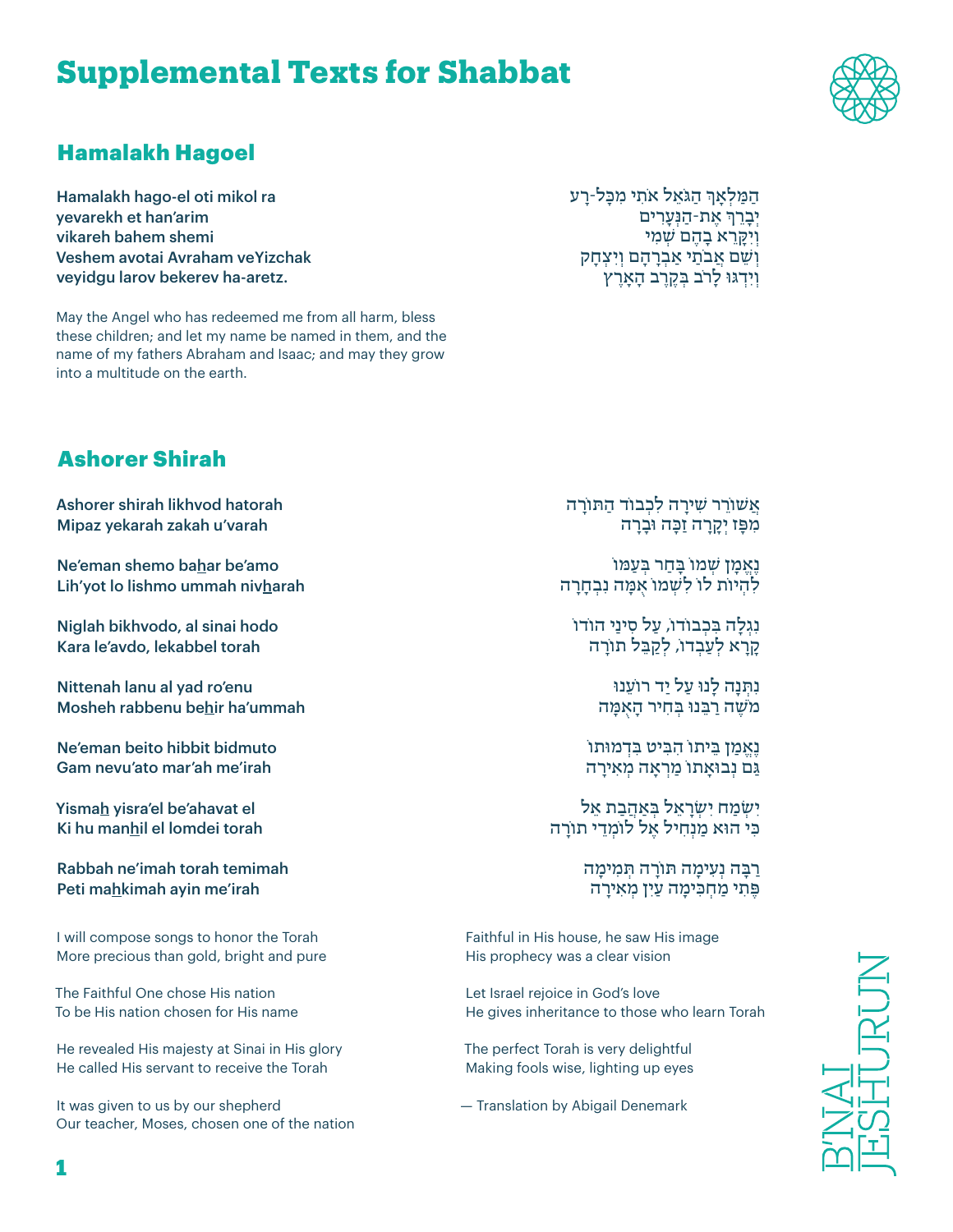／# Supplemental Texts for Shabbat

## Hamalakh Hagoel

Hamalakh hago-el oti mikol ra
yevarekh et han'arim
vikareh bahem shemi
Veshem avotai Avraham veYizchak
veyidgu larov bekerev ha-aretz.

הַמַּלְאָךְ הַגֹּאֵל אֹתִי מִכָּל-רָע
יְבָרֵךְ אֶת-הַנְּעָרִים
וְיִקָּרֵא בָהֶם שְׁמִי
וְשֵׁם אֲבֹתַי אַבְרָהָם וְיִצְחָק
וְיִדְגּוּ לָרֹב בְּקֶרֶב הָאָרֶץ

May the Angel who has redeemed me from all harm, bless these children; and let my name be named in them, and the name of my fathers Abraham and Isaac; and may they grow into a multitude on the earth.

## Ashorer Shirah

Ashorer shirah likhvod hatorah
Mipaz yekarah zakah u'varah

Ne'eman shemo ba<u>h</u>ar be'amo
Lih'yot lo lishmo ummah niv<u>h</u>arah

Niglah bikhvodo, al sinai hodo
Kara le'avdo, lekabbel torah

Nittenah lanu al yad ro'enu
Mosheh rabbenu be<u>h</u>ir ha'ummah

Ne'eman beito hibbit bidmuto
Gam nevu'ato mar'ah me'irah

Yisma<u>h</u> yisra'el be'ahavat el
Ki hu man<u>h</u>il el lomdei torah

Rabbah ne'imah torah temimah
Peti ma<u>h</u>kimah ayin me'irah

אֲשׁוֹרֵר שִׁירָה לִכְבוֹד הַתּוֹרָה
מִפָּז יְקָרָה זַכָּה וּבָרָה

נֶאֱמָן שְׁמוֹ בָּחַר בְּעַמּוֹ
לִהְיוֹת לוֹ לִשְׁמוֹ אֻמָּה נִבְחָרָה

נִגְלָה בִּכְבוֹדוֹ, עַל סִינַי הוֹדוֹ
קָרָא לְעַבְדּוֹ, לְקַבֵּל תּוֹרָה

נִתְּנָה לָנוּ עַל יַד רוֹעֵנוּ
מֹשֶׁה רַבֵּנוּ בְּחִיר הָאֻמָּה

נֶאֱמַן בֵּיתוֹ הִבִּיט בִּדְמוּתוֹ
גַּם נְבוּאָתוֹ מַרְאָה מְאִירָה

יִשְׂמַח יִשְׂרָאֵל בְּאַהֲבַת אֵל
כִּי הוּא מַנְחִיל אֶל לוֹמְדֵי תוֹרָה

רַבָּה נְעִימָה תּוֹרָה תְּמִימָה
פֶּתִי מַחְכִּימָה עַיִן מְאִירָה

I will compose songs to honor the Torah
More precious than gold, bright and pure

The Faithful One chose His nation
To be His nation chosen for His name

He revealed His majesty at Sinai in His glory
He called His servant to receive the Torah

It was given to us by our shepherd
Our teacher, Moses, chosen one of the nation

Faithful in His house, he saw His image
His prophecy was a clear vision

Let Israel rejoice in God's love
He gives inheritance to those who learn Torah

The perfect Torah is very delightful
Making fools wise, lighting up eyes

— Translation by Abigail Denemark

B'NAI JESHURUN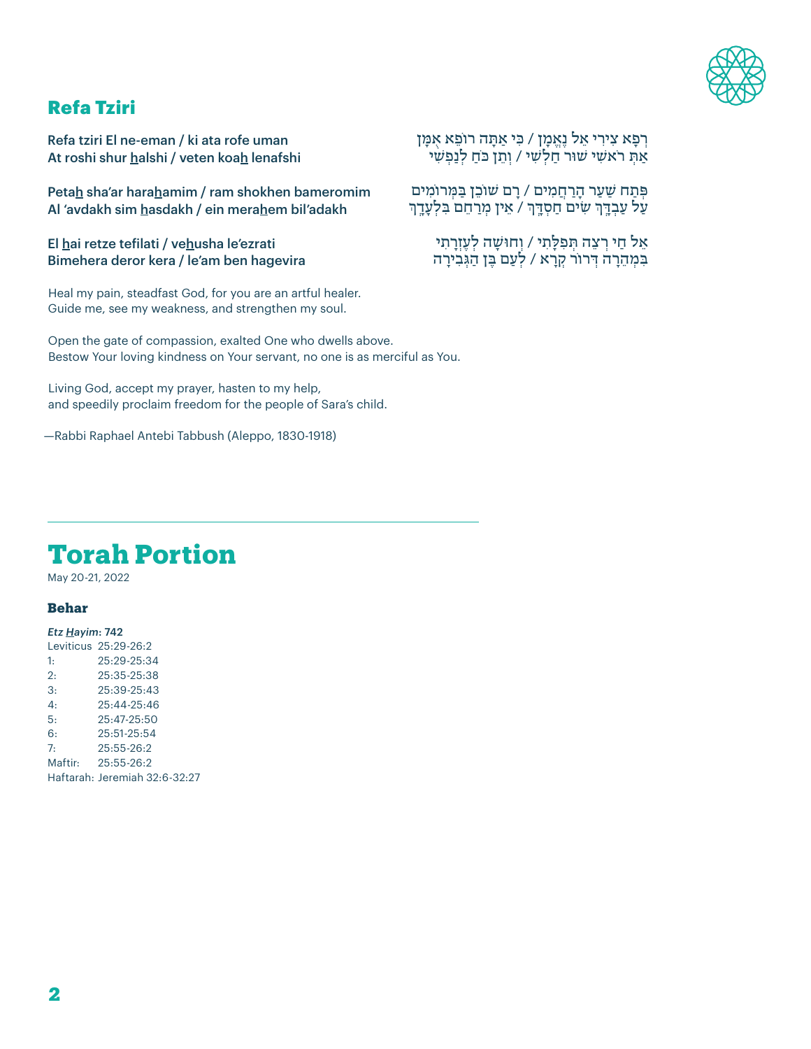## Refa Tziri

Refa tziri El ne-eman / ki ata rofe uman
At roshi shur halshi / veten koah lenafshi

Petah sha'ar harahamim / ram shokhen bameromim
Al 'avdakh sim hasdakh / ein merahem bil'adakh

El hai retze tefilati / vehusha le'ezrati
Bimehera deror kera / le'am ben hagevira

רְפָא צִירִי אֵל נֶאֱמָן / כִּי אַתָּה רוֹפֵא אֻמָּן
אַתְּ רֹאשִׁי שׁוּר חַלְשִׁי / וְתֵן כֹּחַ לְנַפְשִׁי

פְּתַח שַׁעַר הָרַחֲמִים / רָם שׁוֹכֵן בַּמְּרוֹמִים
עַל עַבְדְּךָ שִׂים חַסְדְּךָ / אֵין מְרַחֵם בִּלְעָדֶךָ

אֵל חַי רְצֵה תְּפִלָּתִי / וְחוּשָׁה לְעֶזְרָתִי
בִּמְהֵרָה דְּרוֹר קְרָא / לְעַם בֶּן הַגְּבִירָה

Heal my pain, steadfast God, for you are an artful healer.
Guide me, see my weakness, and strengthen my soul.

Open the gate of compassion, exalted One who dwells above.
Bestow Your loving kindness on Your servant, no one is as merciful as You.

Living God, accept my prayer, hasten to my help,
and speedily proclaim freedom for the people of Sara's child.

—Rabbi Raphael Antebi Tabbush (Aleppo, 1830-1918)

---

# Torah Portion

May 20-21, 2022

### Behar

*Etz Hayim*: 742

| | |
|---|---|
| Leviticus | 25:29-26:2 |
| 1: | 25:29-25:34 |
| 2: | 25:35-25:38 |
| 3: | 25:39-25:43 |
| 4: | 25:44-25:46 |
| 5: | 25:47-25:50 |
| 6: | 25:51-25:54 |
| 7: | 25:55-26:2 |
| Maftir: | 25:55-26:2 |
| Haftarah: | Jeremiah 32:6-32:27 |